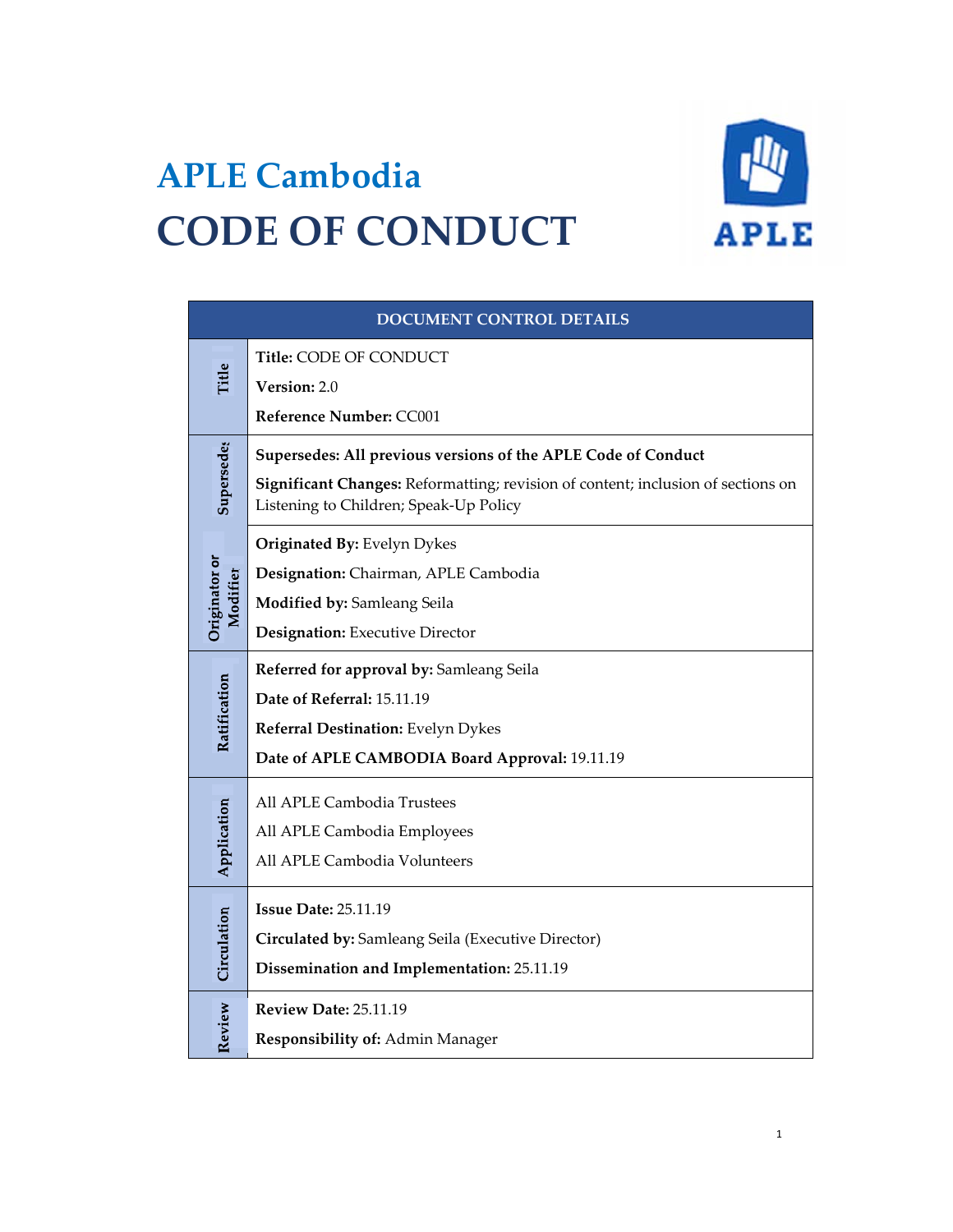# APLE Cambodia

# CODE OF CONDUCT

| DOCUMENT CONTROL DETAILS | |
|---|---|
| Title | **Title:** CODE OF CONDUCT<br>**Version:** 2.0<br>**Reference Number:** CC001 |
| Supersedes | **Supersedes: All previous versions of the APLE Code of Conduct**<br>**Significant Changes:** Reformatting; revision of content; inclusion of sections on Listening to Children; Speak-Up Policy |
| Originator or Modifier | **Originated By:** Evelyn Dykes<br>**Designation:** Chairman, APLE Cambodia<br>**Modified by:** Samleang Seila<br>**Designation:** Executive Director |
| Ratification | **Referred for approval by:** Samleang Seila<br>**Date of Referral:** 15.11.19<br>**Referral Destination:** Evelyn Dykes<br>**Date of APLE CAMBODIA Board Approval:** 19.11.19 |
| Application | All APLE Cambodia Trustees<br>All APLE Cambodia Employees<br>All APLE Cambodia Volunteers |
| Circulation | **Issue Date:** 25.11.19<br>**Circulated by:** Samleang Seila (Executive Director)<br>**Dissemination and Implementation:** 25.11.19 |
| Review | **Review Date:** 25.11.19<br>**Responsibility of:** Admin Manager |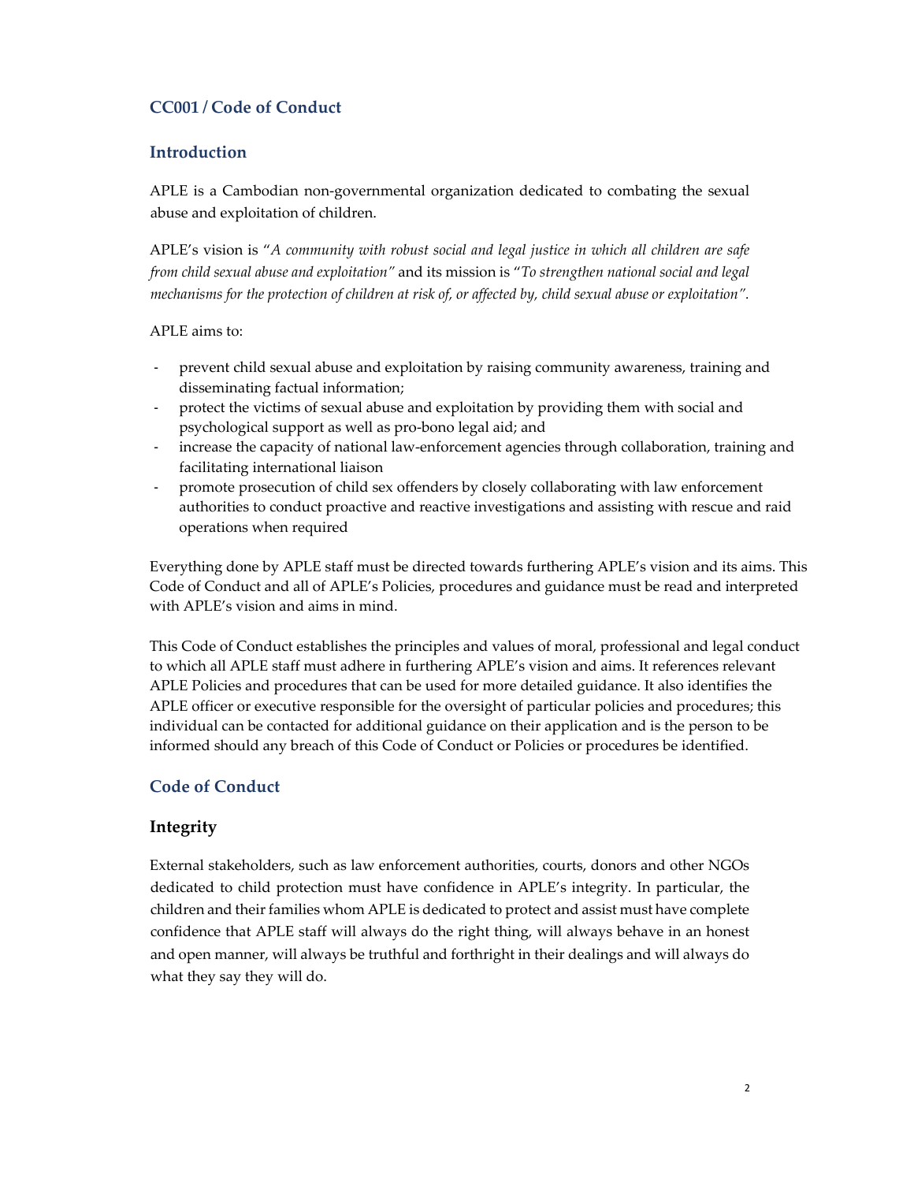## CC001 / Code of Conduct

## Introduction

APLE is a Cambodian non-governmental organization dedicated to combating the sexual abuse and exploitation of children.

APLE's vision is "*A community with robust social and legal justice in which all children are safe from child sexual abuse and exploitation*" and its mission is "*To strengthen national social and legal mechanisms for the protection of children at risk of, or affected by, child sexual abuse or exploitation*".

APLE aims to:

- prevent child sexual abuse and exploitation by raising community awareness, training and disseminating factual information;
- protect the victims of sexual abuse and exploitation by providing them with social and psychological support as well as pro-bono legal aid; and
- increase the capacity of national law-enforcement agencies through collaboration, training and facilitating international liaison
- promote prosecution of child sex offenders by closely collaborating with law enforcement authorities to conduct proactive and reactive investigations and assisting with rescue and raid operations when required

Everything done by APLE staff must be directed towards furthering APLE's vision and its aims. This Code of Conduct and all of APLE's Policies, procedures and guidance must be read and interpreted with APLE's vision and aims in mind.

This Code of Conduct establishes the principles and values of moral, professional and legal conduct to which all APLE staff must adhere in furthering APLE's vision and aims. It references relevant APLE Policies and procedures that can be used for more detailed guidance. It also identifies the APLE officer or executive responsible for the oversight of particular policies and procedures; this individual can be contacted for additional guidance on their application and is the person to be informed should any breach of this Code of Conduct or Policies or procedures be identified.

## Code of Conduct

### Integrity

External stakeholders, such as law enforcement authorities, courts, donors and other NGOs dedicated to child protection must have confidence in APLE's integrity. In particular, the children and their families whom APLE is dedicated to protect and assist must have complete confidence that APLE staff will always do the right thing, will always behave in an honest and open manner, will always be truthful and forthright in their dealings and will always do what they say they will do.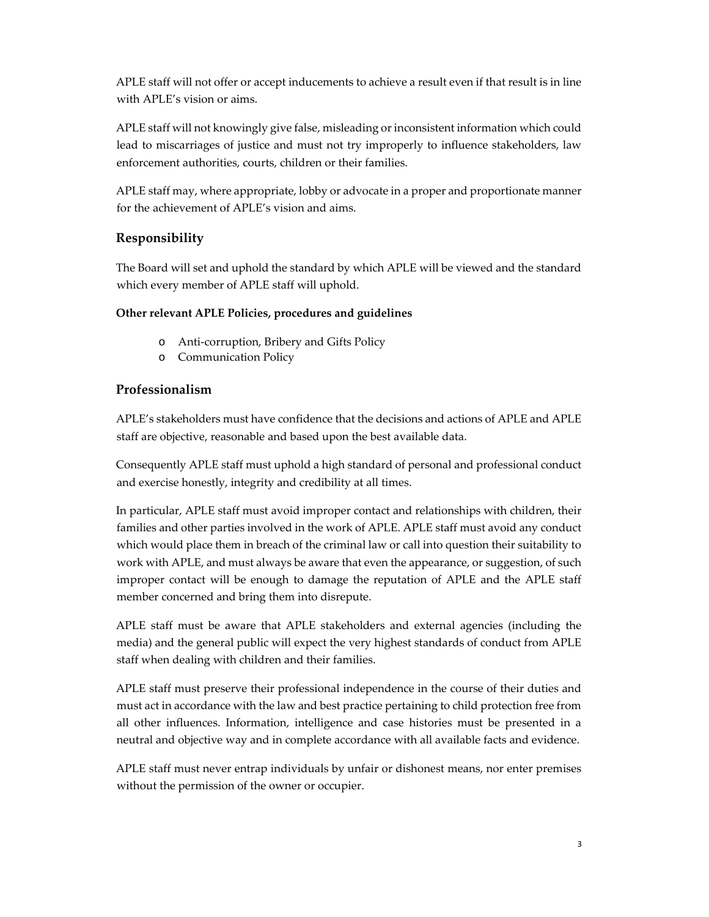APLE staff will not offer or accept inducements to achieve a result even if that result is in line with APLE's vision or aims.

APLE staff will not knowingly give false, misleading or inconsistent information which could lead to miscarriages of justice and must not try improperly to influence stakeholders, law enforcement authorities, courts, children or their families.

APLE staff may, where appropriate, lobby or advocate in a proper and proportionate manner for the achievement of APLE's vision and aims.

## Responsibility

The Board will set and uphold the standard by which APLE will be viewed and the standard which every member of APLE staff will uphold.

**Other relevant APLE Policies, procedures and guidelines**

- Anti-corruption, Bribery and Gifts Policy
- Communication Policy

## Professionalism

APLE's stakeholders must have confidence that the decisions and actions of APLE and APLE staff are objective, reasonable and based upon the best available data.

Consequently APLE staff must uphold a high standard of personal and professional conduct and exercise honestly, integrity and credibility at all times.

In particular, APLE staff must avoid improper contact and relationships with children, their families and other parties involved in the work of APLE. APLE staff must avoid any conduct which would place them in breach of the criminal law or call into question their suitability to work with APLE, and must always be aware that even the appearance, or suggestion, of such improper contact will be enough to damage the reputation of APLE and the APLE staff member concerned and bring them into disrepute.

APLE staff must be aware that APLE stakeholders and external agencies (including the media) and the general public will expect the very highest standards of conduct from APLE staff when dealing with children and their families.

APLE staff must preserve their professional independence in the course of their duties and must act in accordance with the law and best practice pertaining to child protection free from all other influences. Information, intelligence and case histories must be presented in a neutral and objective way and in complete accordance with all available facts and evidence.

APLE staff must never entrap individuals by unfair or dishonest means, nor enter premises without the permission of the owner or occupier.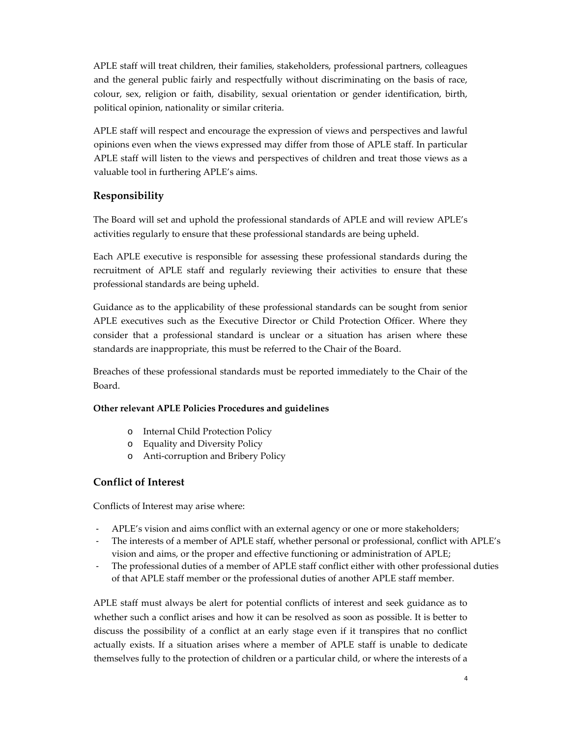APLE staff will treat children, their families, stakeholders, professional partners, colleagues and the general public fairly and respectfully without discriminating on the basis of race, colour, sex, religion or faith, disability, sexual orientation or gender identification, birth, political opinion, nationality or similar criteria.

APLE staff will respect and encourage the expression of views and perspectives and lawful opinions even when the views expressed may differ from those of APLE staff. In particular APLE staff will listen to the views and perspectives of children and treat those views as a valuable tool in furthering APLE's aims.

## Responsibility

The Board will set and uphold the professional standards of APLE and will review APLE's activities regularly to ensure that these professional standards are being upheld.

Each APLE executive is responsible for assessing these professional standards during the recruitment of APLE staff and regularly reviewing their activities to ensure that these professional standards are being upheld.

Guidance as to the applicability of these professional standards can be sought from senior APLE executives such as the Executive Director or Child Protection Officer. Where they consider that a professional standard is unclear or a situation has arisen where these standards are inappropriate, this must be referred to the Chair of the Board.

Breaches of these professional standards must be reported immediately to the Chair of the Board.

**Other relevant APLE Policies Procedures and guidelines**

- Internal Child Protection Policy
- Equality and Diversity Policy
- Anti-corruption and Bribery Policy

## Conflict of Interest

Conflicts of Interest may arise where:

- APLE's vision and aims conflict with an external agency or one or more stakeholders;
- The interests of a member of APLE staff, whether personal or professional, conflict with APLE's vision and aims, or the proper and effective functioning or administration of APLE;
- The professional duties of a member of APLE staff conflict either with other professional duties of that APLE staff member or the professional duties of another APLE staff member.

APLE staff must always be alert for potential conflicts of interest and seek guidance as to whether such a conflict arises and how it can be resolved as soon as possible. It is better to discuss the possibility of a conflict at an early stage even if it transpires that no conflict actually exists. If a situation arises where a member of APLE staff is unable to dedicate themselves fully to the protection of children or a particular child, or where the interests of a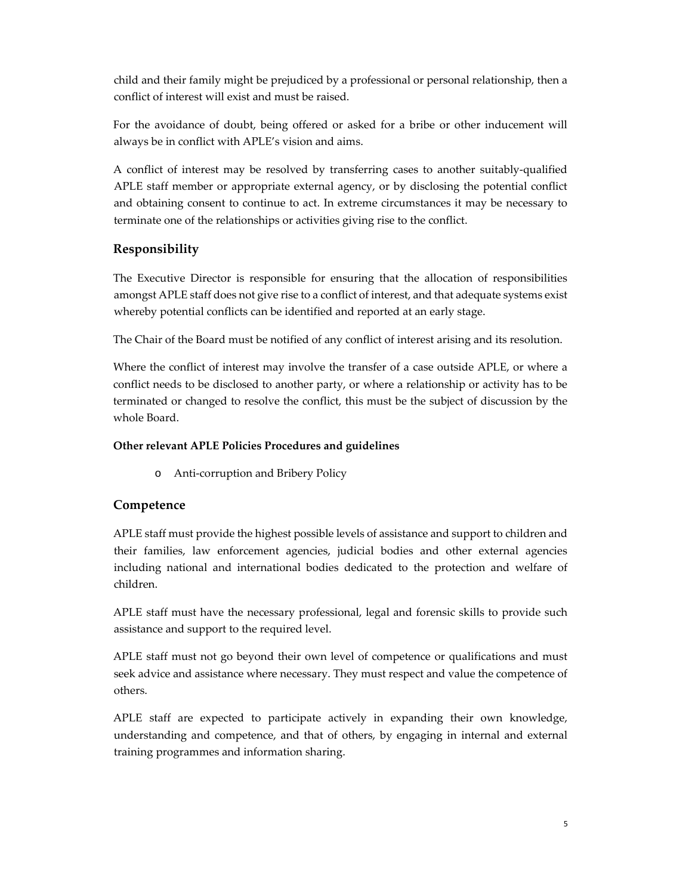child and their family might be prejudiced by a professional or personal relationship, then a conflict of interest will exist and must be raised.

For the avoidance of doubt, being offered or asked for a bribe or other inducement will always be in conflict with APLE's vision and aims.

A conflict of interest may be resolved by transferring cases to another suitably-qualified APLE staff member or appropriate external agency, or by disclosing the potential conflict and obtaining consent to continue to act. In extreme circumstances it may be necessary to terminate one of the relationships or activities giving rise to the conflict.

## Responsibility

The Executive Director is responsible for ensuring that the allocation of responsibilities amongst APLE staff does not give rise to a conflict of interest, and that adequate systems exist whereby potential conflicts can be identified and reported at an early stage.

The Chair of the Board must be notified of any conflict of interest arising and its resolution.

Where the conflict of interest may involve the transfer of a case outside APLE, or where a conflict needs to be disclosed to another party, or where a relationship or activity has to be terminated or changed to resolve the conflict, this must be the subject of discussion by the whole Board.

**Other relevant APLE Policies Procedures and guidelines**

- Anti-corruption and Bribery Policy

## Competence

APLE staff must provide the highest possible levels of assistance and support to children and their families, law enforcement agencies, judicial bodies and other external agencies including national and international bodies dedicated to the protection and welfare of children.

APLE staff must have the necessary professional, legal and forensic skills to provide such assistance and support to the required level.

APLE staff must not go beyond their own level of competence or qualifications and must seek advice and assistance where necessary. They must respect and value the competence of others.

APLE staff are expected to participate actively in expanding their own knowledge, understanding and competence, and that of others, by engaging in internal and external training programmes and information sharing.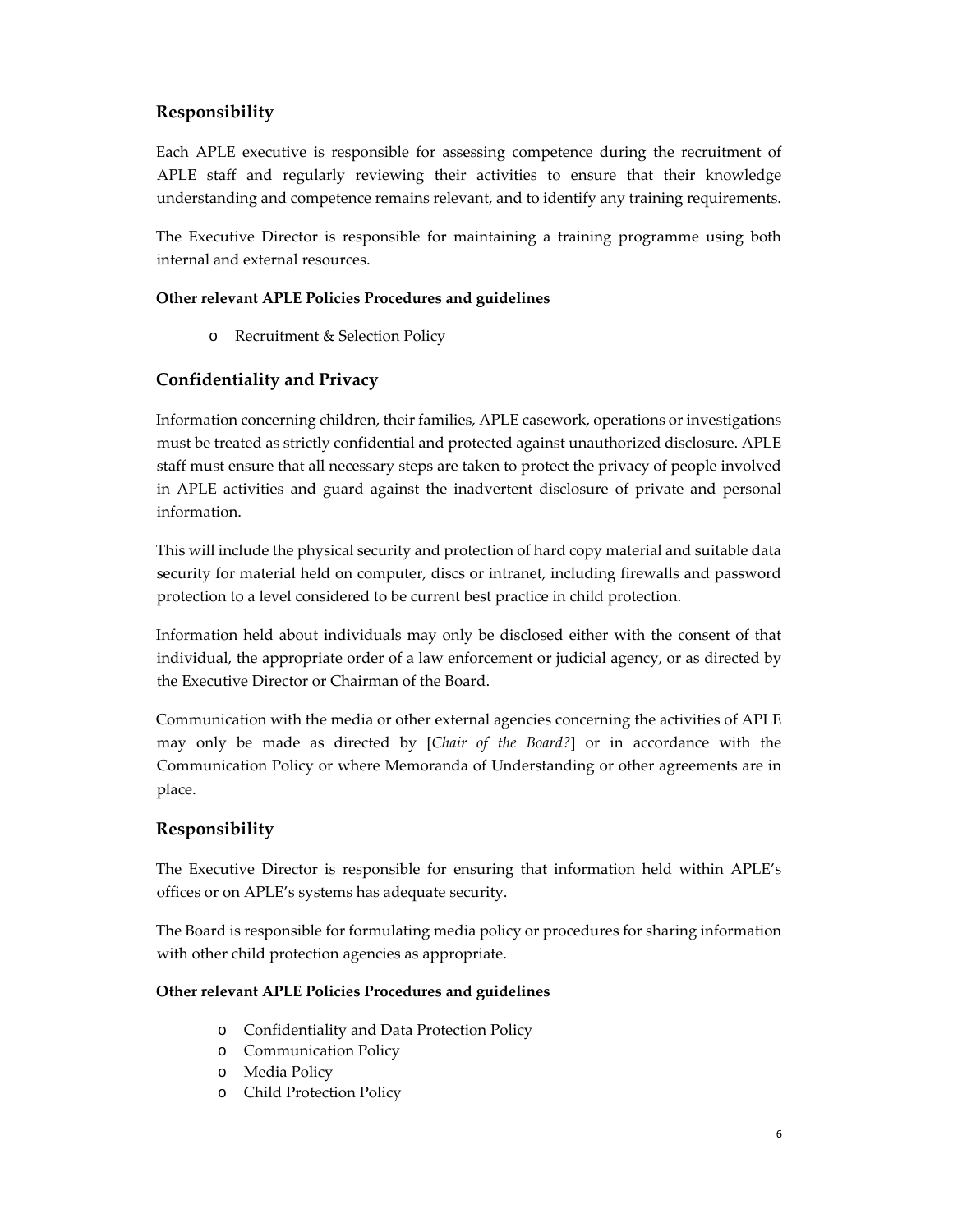## Responsibility

Each APLE executive is responsible for assessing competence during the recruitment of APLE staff and regularly reviewing their activities to ensure that their knowledge understanding and competence remains relevant, and to identify any training requirements.

The Executive Director is responsible for maintaining a training programme using both internal and external resources.

**Other relevant APLE Policies Procedures and guidelines**

- Recruitment & Selection Policy

## Confidentiality and Privacy

Information concerning children, their families, APLE casework, operations or investigations must be treated as strictly confidential and protected against unauthorized disclosure. APLE staff must ensure that all necessary steps are taken to protect the privacy of people involved in APLE activities and guard against the inadvertent disclosure of private and personal information.

This will include the physical security and protection of hard copy material and suitable data security for material held on computer, discs or intranet, including firewalls and password protection to a level considered to be current best practice in child protection.

Information held about individuals may only be disclosed either with the consent of that individual, the appropriate order of a law enforcement or judicial agency, or as directed by the Executive Director or Chairman of the Board.

Communication with the media or other external agencies concerning the activities of APLE may only be made as directed by [*Chair of the Board?*] or in accordance with the Communication Policy or where Memoranda of Understanding or other agreements are in place.

## Responsibility

The Executive Director is responsible for ensuring that information held within APLE's offices or on APLE's systems has adequate security.

The Board is responsible for formulating media policy or procedures for sharing information with other child protection agencies as appropriate.

**Other relevant APLE Policies Procedures and guidelines**

- Confidentiality and Data Protection Policy
- Communication Policy
- Media Policy
- Child Protection Policy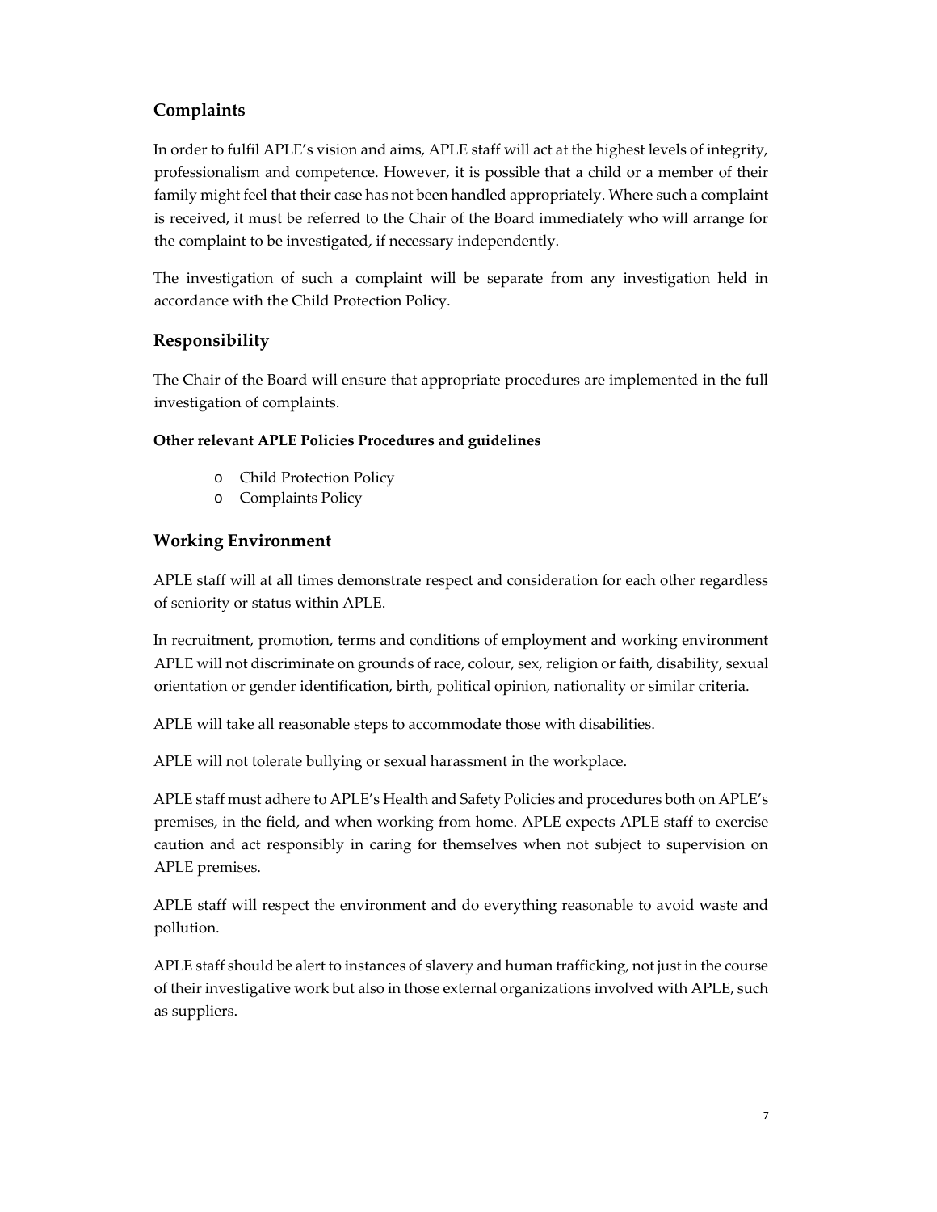## Complaints

In order to fulfil APLE's vision and aims, APLE staff will act at the highest levels of integrity, professionalism and competence. However, it is possible that a child or a member of their family might feel that their case has not been handled appropriately. Where such a complaint is received, it must be referred to the Chair of the Board immediately who will arrange for the complaint to be investigated, if necessary independently.

The investigation of such a complaint will be separate from any investigation held in accordance with the Child Protection Policy.

## Responsibility

The Chair of the Board will ensure that appropriate procedures are implemented in the full investigation of complaints.

**Other relevant APLE Policies Procedures and guidelines**

- Child Protection Policy
- Complaints Policy

## Working Environment

APLE staff will at all times demonstrate respect and consideration for each other regardless of seniority or status within APLE.

In recruitment, promotion, terms and conditions of employment and working environment APLE will not discriminate on grounds of race, colour, sex, religion or faith, disability, sexual orientation or gender identification, birth, political opinion, nationality or similar criteria.

APLE will take all reasonable steps to accommodate those with disabilities.

APLE will not tolerate bullying or sexual harassment in the workplace.

APLE staff must adhere to APLE's Health and Safety Policies and procedures both on APLE's premises, in the field, and when working from home. APLE expects APLE staff to exercise caution and act responsibly in caring for themselves when not subject to supervision on APLE premises.

APLE staff will respect the environment and do everything reasonable to avoid waste and pollution.

APLE staff should be alert to instances of slavery and human trafficking, not just in the course of their investigative work but also in those external organizations involved with APLE, such as suppliers.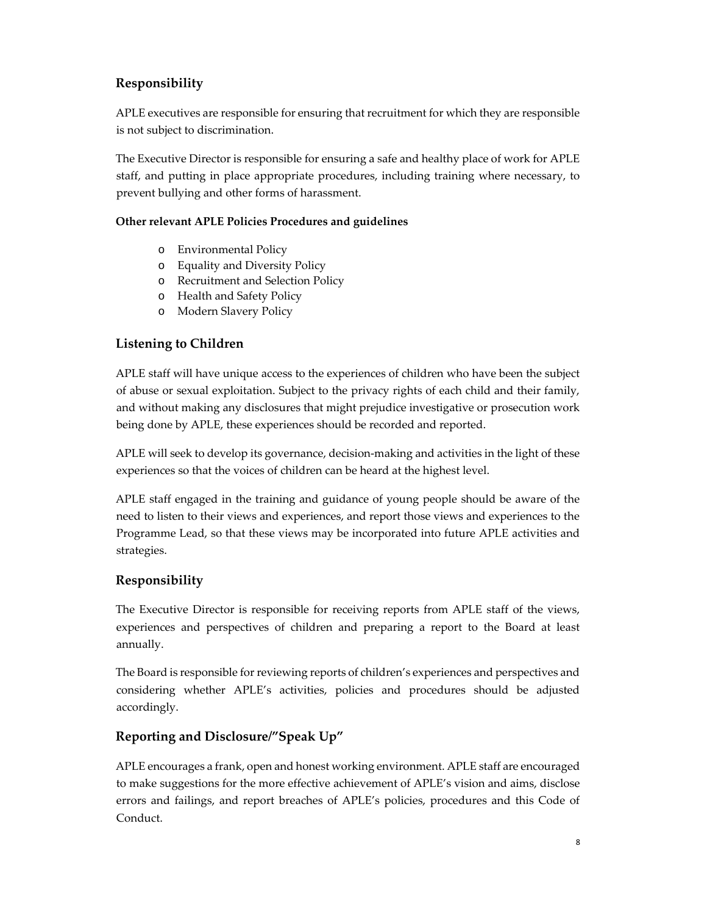## Responsibility

APLE executives are responsible for ensuring that recruitment for which they are responsible is not subject to discrimination.

The Executive Director is responsible for ensuring a safe and healthy place of work for APLE staff, and putting in place appropriate procedures, including training where necessary, to prevent bullying and other forms of harassment.

**Other relevant APLE Policies Procedures and guidelines**

- Environmental Policy
- Equality and Diversity Policy
- Recruitment and Selection Policy
- Health and Safety Policy
- Modern Slavery Policy

## Listening to Children

APLE staff will have unique access to the experiences of children who have been the subject of abuse or sexual exploitation. Subject to the privacy rights of each child and their family, and without making any disclosures that might prejudice investigative or prosecution work being done by APLE, these experiences should be recorded and reported.

APLE will seek to develop its governance, decision-making and activities in the light of these experiences so that the voices of children can be heard at the highest level.

APLE staff engaged in the training and guidance of young people should be aware of the need to listen to their views and experiences, and report those views and experiences to the Programme Lead, so that these views may be incorporated into future APLE activities and strategies.

## Responsibility

The Executive Director is responsible for receiving reports from APLE staff of the views, experiences and perspectives of children and preparing a report to the Board at least annually.

The Board is responsible for reviewing reports of children's experiences and perspectives and considering whether APLE's activities, policies and procedures should be adjusted accordingly.

## Reporting and Disclosure/"Speak Up"

APLE encourages a frank, open and honest working environment. APLE staff are encouraged to make suggestions for the more effective achievement of APLE's vision and aims, disclose errors and failings, and report breaches of APLE's policies, procedures and this Code of Conduct.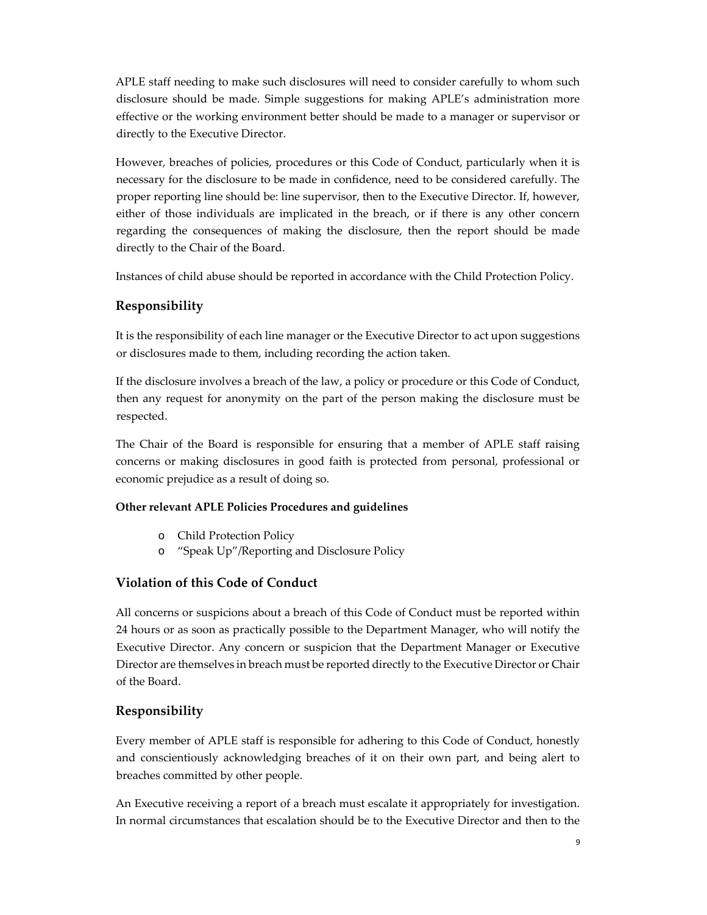APLE staff needing to make such disclosures will need to consider carefully to whom such disclosure should be made. Simple suggestions for making APLE's administration more effective or the working environment better should be made to a manager or supervisor or directly to the Executive Director.

However, breaches of policies, procedures or this Code of Conduct, particularly when it is necessary for the disclosure to be made in confidence, need to be considered carefully. The proper reporting line should be: line supervisor, then to the Executive Director. If, however, either of those individuals are implicated in the breach, or if there is any other concern regarding the consequences of making the disclosure, then the report should be made directly to the Chair of the Board.

Instances of child abuse should be reported in accordance with the Child Protection Policy.

## Responsibility

It is the responsibility of each line manager or the Executive Director to act upon suggestions or disclosures made to them, including recording the action taken.

If the disclosure involves a breach of the law, a policy or procedure or this Code of Conduct, then any request for anonymity on the part of the person making the disclosure must be respected.

The Chair of the Board is responsible for ensuring that a member of APLE staff raising concerns or making disclosures in good faith is protected from personal, professional or economic prejudice as a result of doing so.

**Other relevant APLE Policies Procedures and guidelines**

- Child Protection Policy
- "Speak Up"/Reporting and Disclosure Policy

## Violation of this Code of Conduct

All concerns or suspicions about a breach of this Code of Conduct must be reported within 24 hours or as soon as practically possible to the Department Manager, who will notify the Executive Director. Any concern or suspicion that the Department Manager or Executive Director are themselves in breach must be reported directly to the Executive Director or Chair of the Board.

## Responsibility

Every member of APLE staff is responsible for adhering to this Code of Conduct, honestly and conscientiously acknowledging breaches of it on their own part, and being alert to breaches committed by other people.

An Executive receiving a report of a breach must escalate it appropriately for investigation. In normal circumstances that escalation should be to the Executive Director and then to the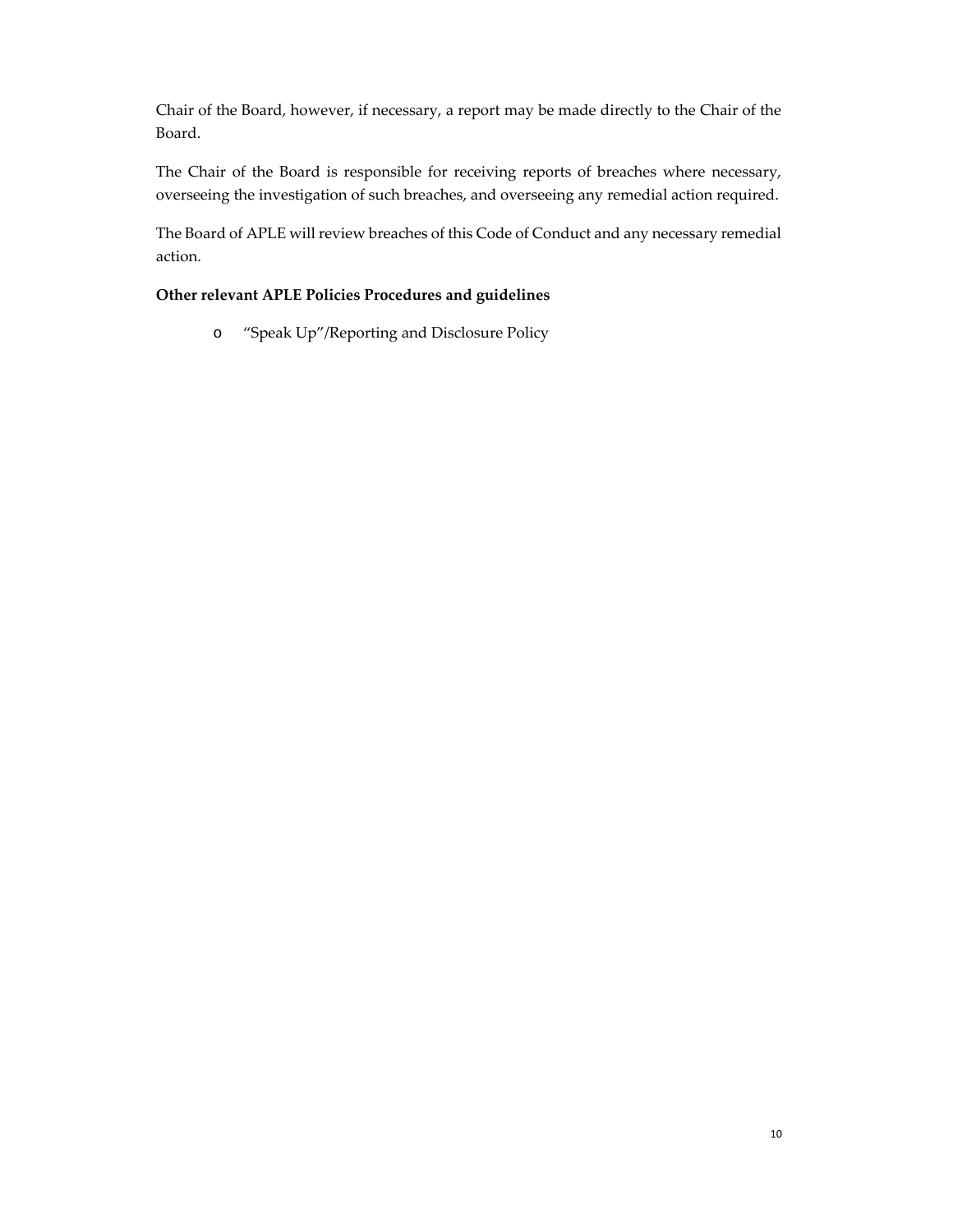Chair of the Board, however, if necessary, a report may be made directly to the Chair of the Board.

The Chair of the Board is responsible for receiving reports of breaches where necessary, overseeing the investigation of such breaches, and overseeing any remedial action required.

The Board of APLE will review breaches of this Code of Conduct and any necessary remedial action.

**Other relevant APLE Policies Procedures and guidelines**

- "Speak Up"/Reporting and Disclosure Policy